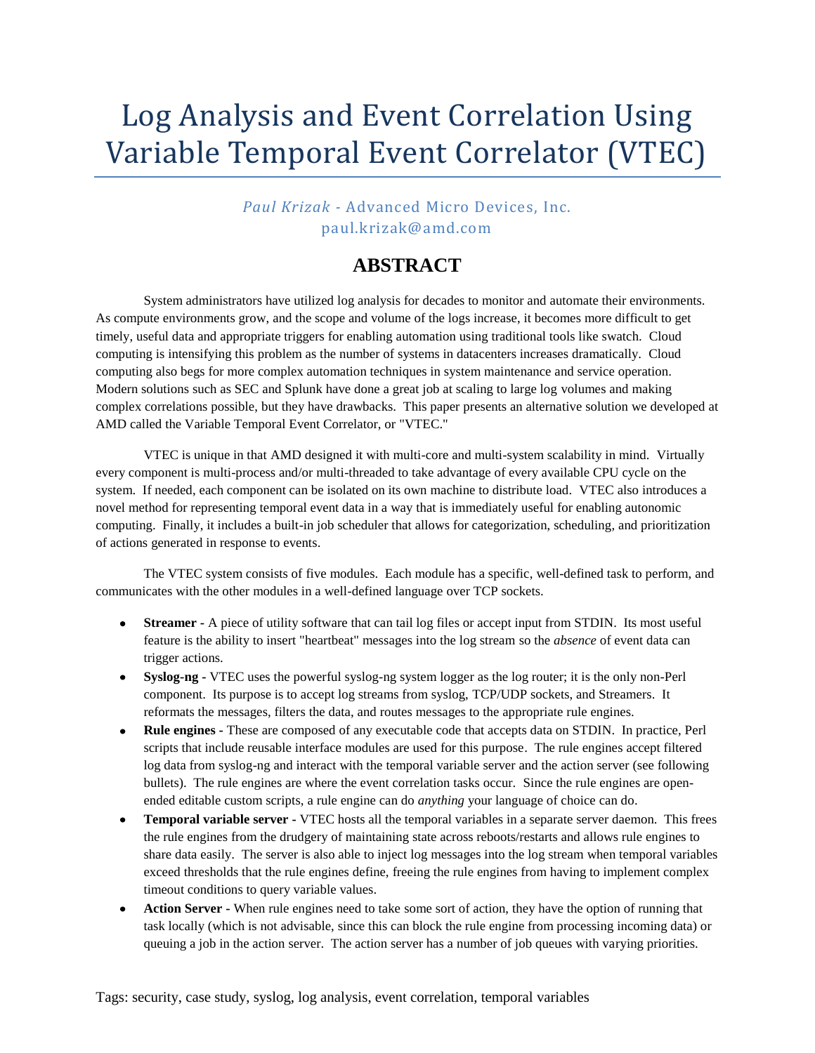# Log Analysis and Event Correlation Using Variable Temporal Event Correlator (VTEC)

*Paul Krizak* - Advanced Micro Devices, Inc.
paul.krizak@amd.com

## ABSTRACT

System administrators have utilized log analysis for decades to monitor and automate their environments. As compute environments grow, and the scope and volume of the logs increase, it becomes more difficult to get timely, useful data and appropriate triggers for enabling automation using traditional tools like swatch. Cloud computing is intensifying this problem as the number of systems in datacenters increases dramatically. Cloud computing also begs for more complex automation techniques in system maintenance and service operation. Modern solutions such as SEC and Splunk have done a great job at scaling to large log volumes and making complex correlations possible, but they have drawbacks. This paper presents an alternative solution we developed at AMD called the Variable Temporal Event Correlator, or "VTEC."

VTEC is unique in that AMD designed it with multi-core and multi-system scalability in mind. Virtually every component is multi-process and/or multi-threaded to take advantage of every available CPU cycle on the system. If needed, each component can be isolated on its own machine to distribute load. VTEC also introduces a novel method for representing temporal event data in a way that is immediately useful for enabling autonomic computing. Finally, it includes a built-in job scheduler that allows for categorization, scheduling, and prioritization of actions generated in response to events.

The VTEC system consists of five modules. Each module has a specific, well-defined task to perform, and communicates with the other modules in a well-defined language over TCP sockets.

- **Streamer -** A piece of utility software that can tail log files or accept input from STDIN. Its most useful feature is the ability to insert "heartbeat" messages into the log stream so the *absence* of event data can trigger actions.
- **Syslog-ng -** VTEC uses the powerful syslog-ng system logger as the log router; it is the only non-Perl component. Its purpose is to accept log streams from syslog, TCP/UDP sockets, and Streamers. It reformats the messages, filters the data, and routes messages to the appropriate rule engines.
- **Rule engines -** These are composed of any executable code that accepts data on STDIN. In practice, Perl scripts that include reusable interface modules are used for this purpose. The rule engines accept filtered log data from syslog-ng and interact with the temporal variable server and the action server (see following bullets). The rule engines are where the event correlation tasks occur. Since the rule engines are open-ended editable custom scripts, a rule engine can do *anything* your language of choice can do.
- **Temporal variable server -** VTEC hosts all the temporal variables in a separate server daemon. This frees the rule engines from the drudgery of maintaining state across reboots/restarts and allows rule engines to share data easily. The server is also able to inject log messages into the log stream when temporal variables exceed thresholds that the rule engines define, freeing the rule engines from having to implement complex timeout conditions to query variable values.
- **Action Server -** When rule engines need to take some sort of action, they have the option of running that task locally (which is not advisable, since this can block the rule engine from processing incoming data) or queuing a job in the action server. The action server has a number of job queues with varying priorities.

Tags: security, case study, syslog, log analysis, event correlation, temporal variables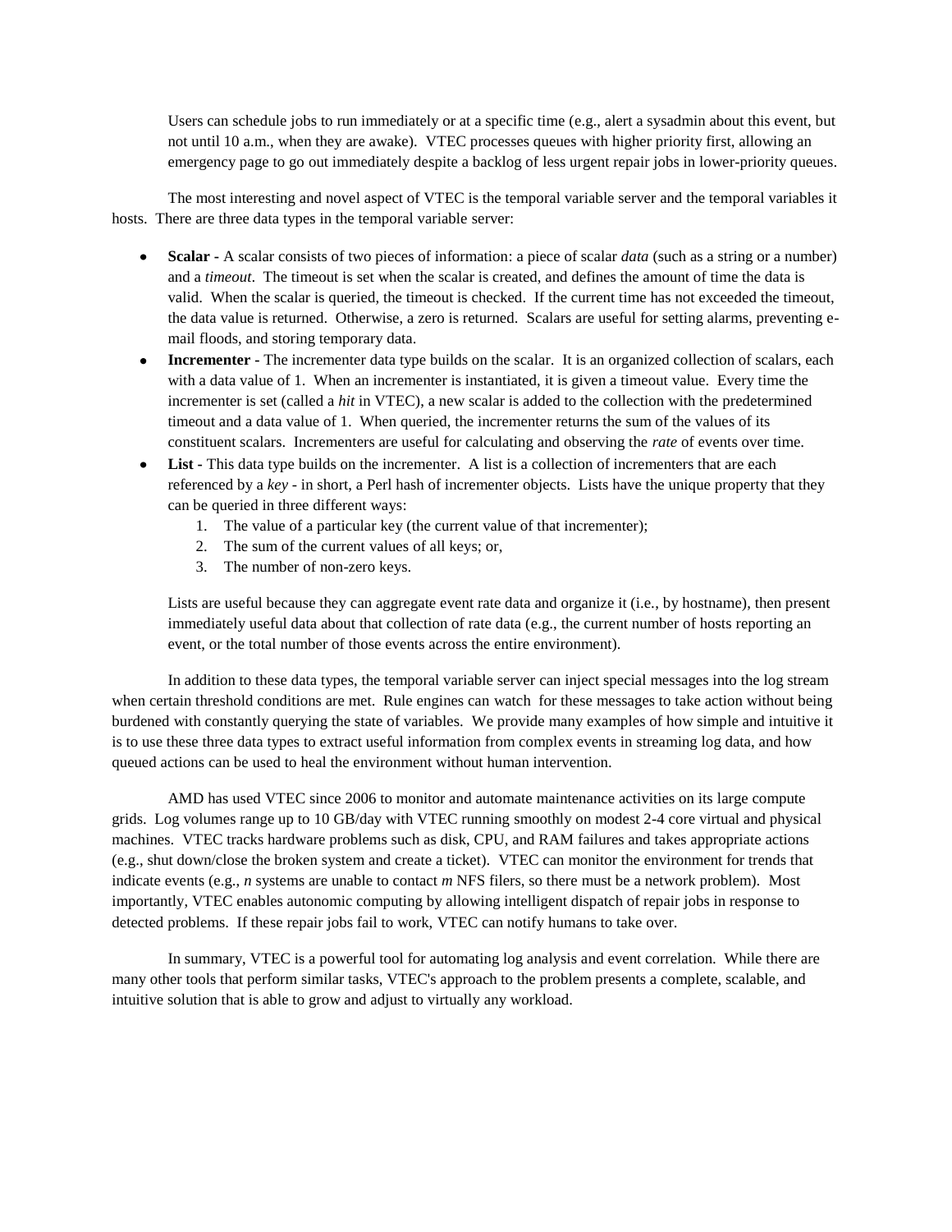Users can schedule jobs to run immediately or at a specific time (e.g., alert a sysadmin about this event, but not until 10 a.m., when they are awake). VTEC processes queues with higher priority first, allowing an emergency page to go out immediately despite a backlog of less urgent repair jobs in lower-priority queues.

The most interesting and novel aspect of VTEC is the temporal variable server and the temporal variables it hosts. There are three data types in the temporal variable server:

- **Scalar -** A scalar consists of two pieces of information: a piece of scalar *data* (such as a string or a number) and a *timeout*. The timeout is set when the scalar is created, and defines the amount of time the data is valid. When the scalar is queried, the timeout is checked. If the current time has not exceeded the timeout, the data value is returned. Otherwise, a zero is returned. Scalars are useful for setting alarms, preventing e-mail floods, and storing temporary data.
- **Incrementer -** The incrementer data type builds on the scalar. It is an organized collection of scalars, each with a data value of 1. When an incrementer is instantiated, it is given a timeout value. Every time the incrementer is set (called a *hit* in VTEC), a new scalar is added to the collection with the predetermined timeout and a data value of 1. When queried, the incrementer returns the sum of the values of its constituent scalars. Incrementers are useful for calculating and observing the *rate* of events over time.
- **List -** This data type builds on the incrementer. A list is a collection of incrementers that are each referenced by a *key* - in short, a Perl hash of incrementer objects. Lists have the unique property that they can be queried in three different ways:
    1. The value of a particular key (the current value of that incrementer);
    2. The sum of the current values of all keys; or,
    3. The number of non-zero keys.

  Lists are useful because they can aggregate event rate data and organize it (i.e., by hostname), then present immediately useful data about that collection of rate data (e.g., the current number of hosts reporting an event, or the total number of those events across the entire environment).

In addition to these data types, the temporal variable server can inject special messages into the log stream when certain threshold conditions are met. Rule engines can watch for these messages to take action without being burdened with constantly querying the state of variables. We provide many examples of how simple and intuitive it is to use these three data types to extract useful information from complex events in streaming log data, and how queued actions can be used to heal the environment without human intervention.

AMD has used VTEC since 2006 to monitor and automate maintenance activities on its large compute grids. Log volumes range up to 10 GB/day with VTEC running smoothly on modest 2-4 core virtual and physical machines. VTEC tracks hardware problems such as disk, CPU, and RAM failures and takes appropriate actions (e.g., shut down/close the broken system and create a ticket). VTEC can monitor the environment for trends that indicate events (e.g., *n* systems are unable to contact *m* NFS filers, so there must be a network problem). Most importantly, VTEC enables autonomic computing by allowing intelligent dispatch of repair jobs in response to detected problems. If these repair jobs fail to work, VTEC can notify humans to take over.

In summary, VTEC is a powerful tool for automating log analysis and event correlation. While there are many other tools that perform similar tasks, VTEC's approach to the problem presents a complete, scalable, and intuitive solution that is able to grow and adjust to virtually any workload.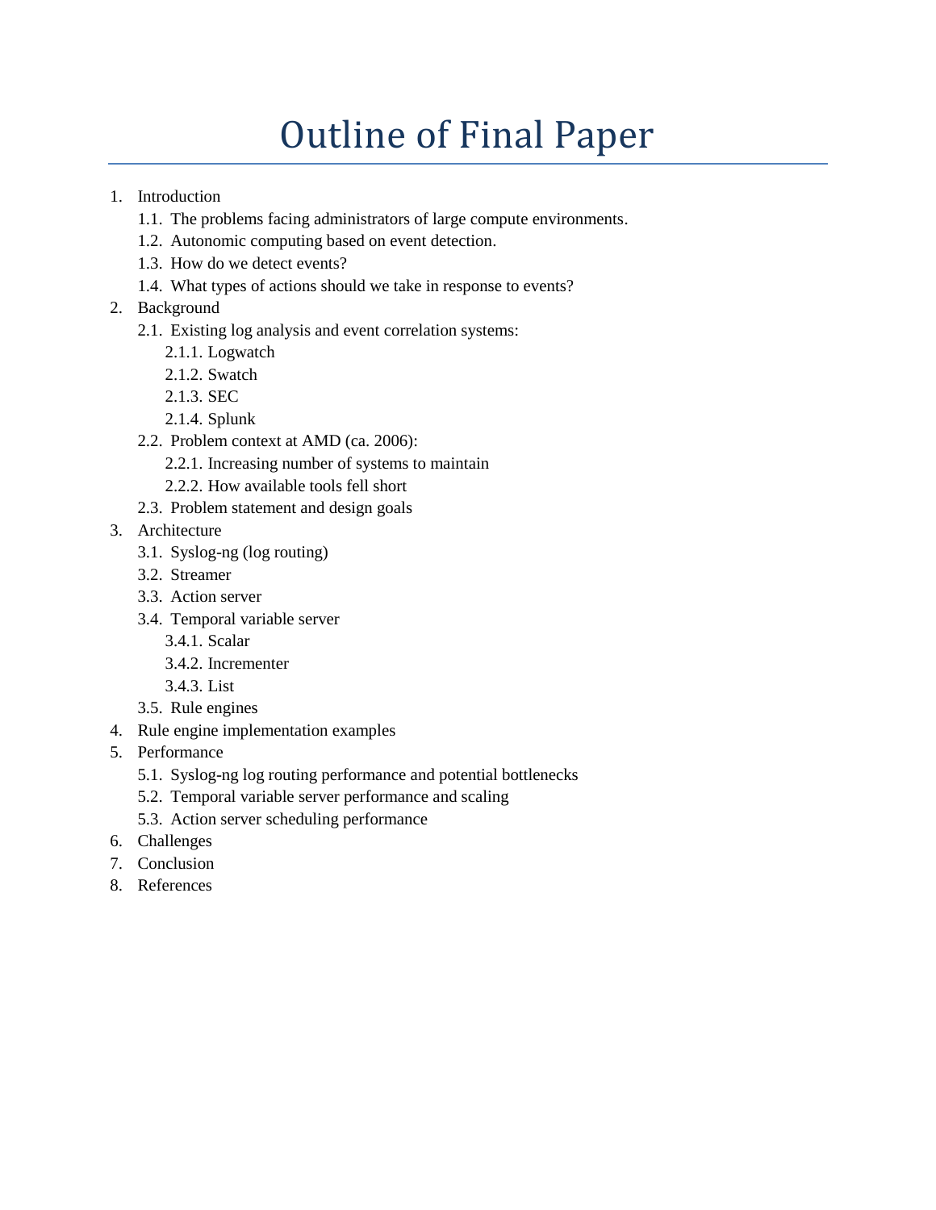# Outline of Final Paper

1. Introduction
   - 1.1. The problems facing administrators of large compute environments.
   - 1.2. Autonomic computing based on event detection.
   - 1.3. How do we detect events?
   - 1.4. What types of actions should we take in response to events?
2. Background
   - 2.1. Existing log analysis and event correlation systems:
     - 2.1.1. Logwatch
     - 2.1.2. Swatch
     - 2.1.3. SEC
     - 2.1.4. Splunk
   - 2.2. Problem context at AMD (ca. 2006):
     - 2.2.1. Increasing number of systems to maintain
     - 2.2.2. How available tools fell short
   - 2.3. Problem statement and design goals
3. Architecture
   - 3.1. Syslog-ng (log routing)
   - 3.2. Streamer
   - 3.3. Action server
   - 3.4. Temporal variable server
     - 3.4.1. Scalar
     - 3.4.2. Incrementer
     - 3.4.3. List
   - 3.5. Rule engines
4. Rule engine implementation examples
5. Performance
   - 5.1. Syslog-ng log routing performance and potential bottlenecks
   - 5.2. Temporal variable server performance and scaling
   - 5.3. Action server scheduling performance
6. Challenges
7. Conclusion
8. References